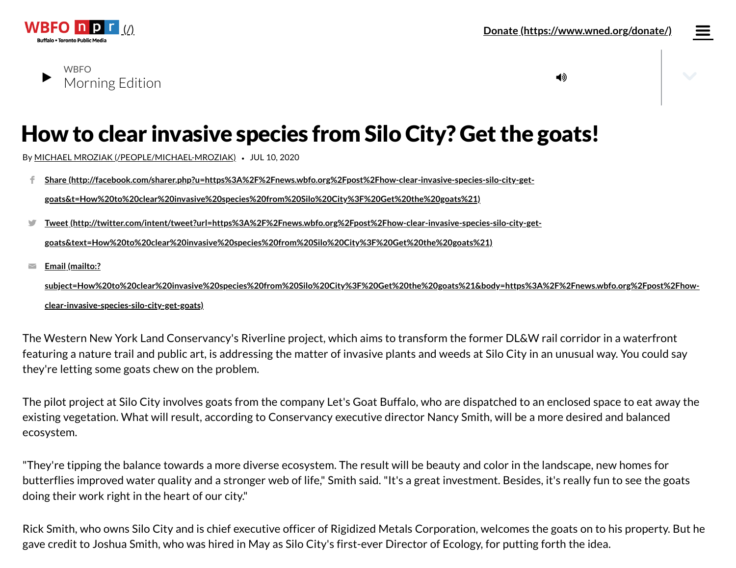# How to clear invasive species from Silo City? Get the goats!

By MICHAEL MROZIAK (/PEOPLE/MICHAEL-MROZIAK) • JUL 10, 2020

The Western New York Land Conservancy's Riverline project, which aims to transform the former DL&W rail corridor in a waterfront featuring a nature trail and public art, is addressing the matter of invasive plants and weeds at Silo City in an unusual way. You could say they're letting some goats chew on the problem.

The pilot project at Silo City involves goats from the company Let's Goat Buffalo, who are dispatched to an enclosed space to eat away the existing vegetation. What will result, according to Conservancy executive director Nancy Smith, will be a more desired and balanced ecosystem.

"They're tipping the balance towards a more diverse ecosystem. The result will be beauty and color in the landscape, new homes for butterflies improved water quality and a stronger web of life," Smith said. "It's a great investment. Besides, it's really fun to see the goats doing their work right in the heart of our city."

Rick Smith, who owns Silo City and is chief executive officer of Rigidized Metals Corporation, welcomes the goats on to his property. But he gave credit to Joshua Smith, who was hired in May as Silo City's first-ever Director of Ecology, for putting forth the idea.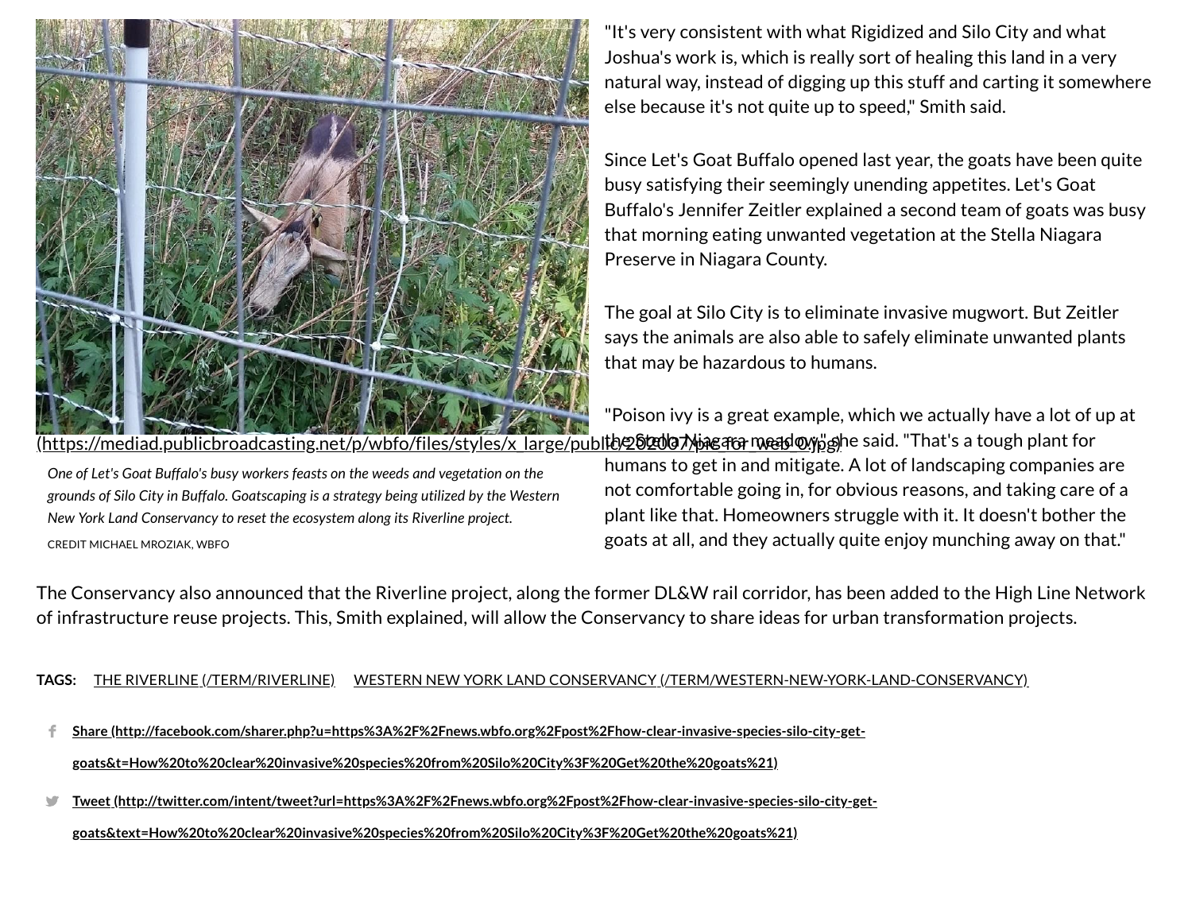"It's very consistent with what Rigidized and Silo City and what Joshua's work is, which is really sort of healing this land in a very natural way, instead of digging up this stuff and carting it somewhere else because it's not quite up to speed," Smith said.

Since Let's Goat Buffalo opened last year, the goats have been quite busy satisfying their seemingly unending appetites. Let's Goat Buffalo's Jennifer Zeitler explained a second team of goats was busy that morning eating unwanted vegetation at the Stella Niagara Preserve in Niagara County.

The goal at Silo City is to eliminate invasive mugwort. But Zeitler says the animals are also able to safely eliminate unwanted plants that may be hazardous to humans.

"Poison ivy is a great example, which we actually have a lot of up at the Stella Niagara meadow," she said. "That's a tough plant for humans to get in and mitigate. A lot of landscaping companies are not comfortable going in, for obvious reasons, and taking care of a plant like that. Homeowners struggle with it. It doesn't bother the goats at all, and they actually quite enjoy munching away on that."

(https://mediad.publicbroadcasting.net/p/wbfo/files/styles/x_large/public/202007/pic for web 0.jpg)

*One of Let's Goat Buffalo's busy workers feasts on the weeds and vegetation on the grounds of Silo City in Buffalo. Goatscaping is a strategy being utilized by the Western New York Land Conservancy to reset the ecosystem along its Riverline project.*

CREDIT MICHAEL MROZIAK, WBFO

The Conservancy also announced that the Riverline project, along the former DL&W rail corridor, has been added to the High Line Network of infrastructure reuse projects. This, Smith explained, will allow the Conservancy to share ideas for urban transformation projects.

**TAGS:** THE RIVERLINE (/TERM/RIVERLINE) WESTERN NEW YORK LAND CONSERVANCY (/TERM/WESTERN-NEW-YORK-LAND-CONSERVANCY)

- **Share (http://facebook.com/sharer.php?u=https%3A%2F%2Fnews.wbfo.org%2Fpost%2Fhow-clear-invasive-species-silo-city-get-goats&t=How%20to%20clear%20invasive%20species%20from%20Silo%20City%3F%20Get%20the%20goats%21)**
- **Tweet (http://twitter.com/intent/tweet?url=https%3A%2F%2Fnews.wbfo.org%2Fpost%2Fhow-clear-invasive-species-silo-city-get-goats&text=How%20to%20clear%20invasive%20species%20from%20Silo%20City%3F%20Get%20the%20goats%21)**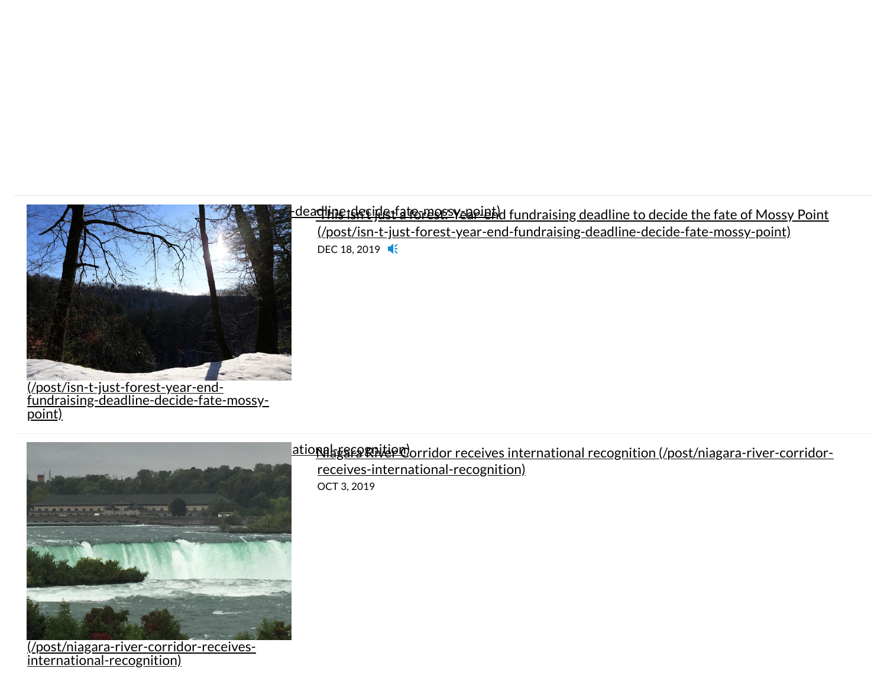(/post/isn-t-just-forest-year-end-fundraising-deadline-decide-fate-mossy-point)

This isn't just a forest: Year-end fundraising deadline to decide the fate of Mossy Point (/post/isn-t-just-forest-year-end-fundraising-deadline-decide-fate-mossy-point)

DEC 18, 2019

(/post/niagara-river-corridor-receives-international-recognition)

Niagara River Corridor receives international recognition (/post/niagara-river-corridor-receives-international-recognition)

OCT 3, 2019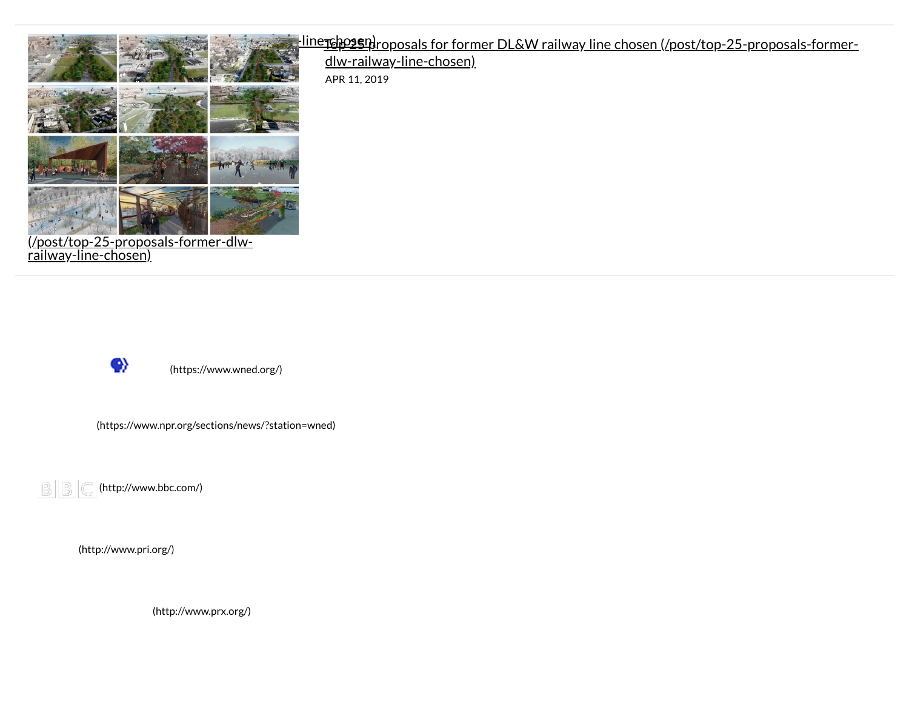(/post/top-25-proposals-former-dlw-railway-line-chosen)

Top 25 proposals for former DL&W railway line chosen (/post/top-25-proposals-former-dlw-railway-line-chosen)

APR 11, 2019

(https://www.wned.org/)

(https://www.npr.org/sections/news/?station=wned)

(http://www.bbc.com/)

(http://www.pri.org/)

(http://www.prx.org/)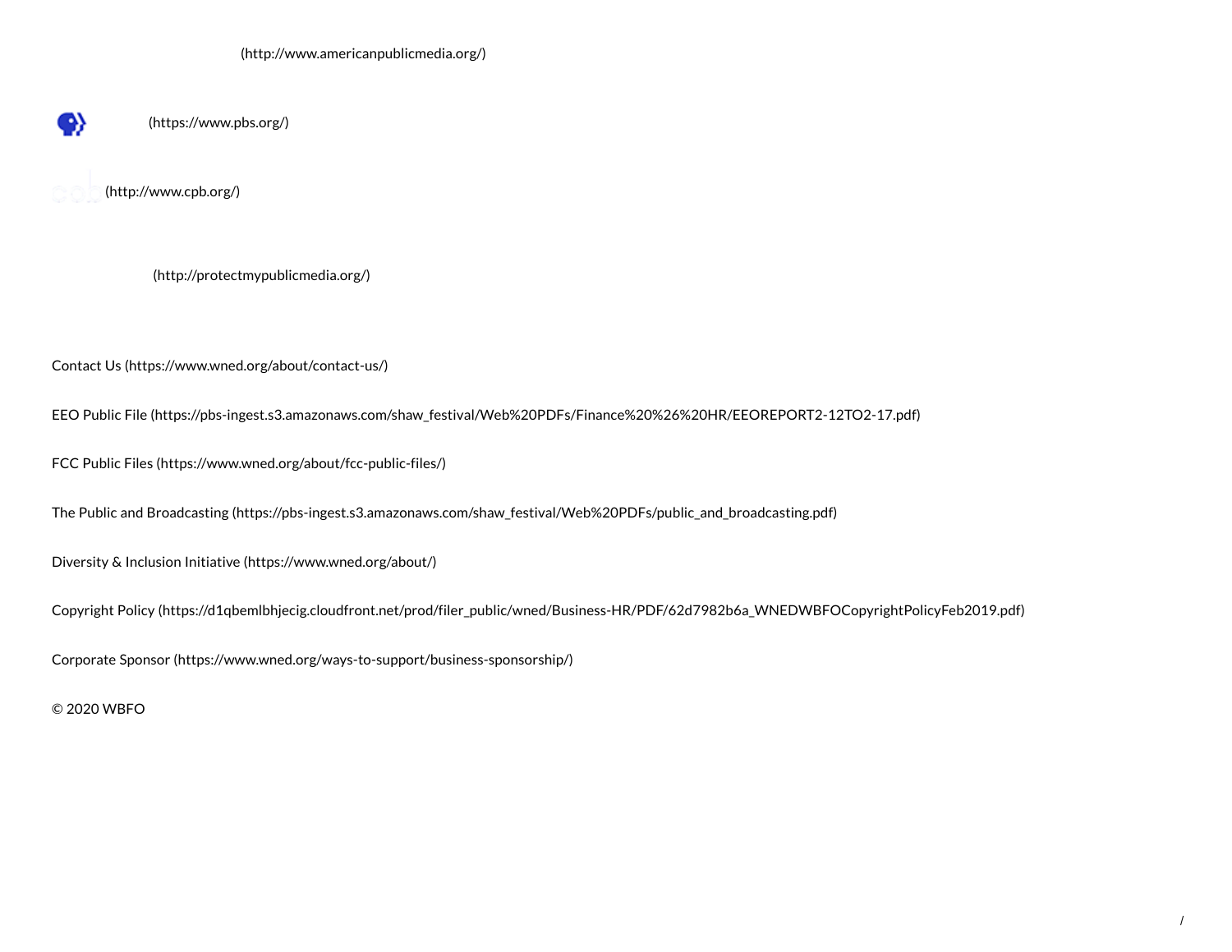(http://www.americanpublicmedia.org/)

(https://www.pbs.org/)

(http://www.cpb.org/)

(http://protectmypublicmedia.org/)

Contact Us (https://www.wned.org/about/contact-us/)

EEO Public File (https://pbs-ingest.s3.amazonaws.com/shaw_festival/Web%20PDFs/Finance%20%26%20HR/EEOREPORT2-12TO2-17.pdf)

FCC Public Files (https://www.wned.org/about/fcc-public-files/)

The Public and Broadcasting (https://pbs-ingest.s3.amazonaws.com/shaw_festival/Web%20PDFs/public_and_broadcasting.pdf)

Diversity & Inclusion Initiative (https://www.wned.org/about/)

Copyright Policy (https://d1qbemlbhjecig.cloudfront.net/prod/filer_public/wned/Business-HR/PDF/62d7982b6a_WNEDWBFOCopyrightPolicyFeb2019.pdf)

Corporate Sponsor (https://www.wned.org/ways-to-support/business-sponsorship/)

© 2020 WBFO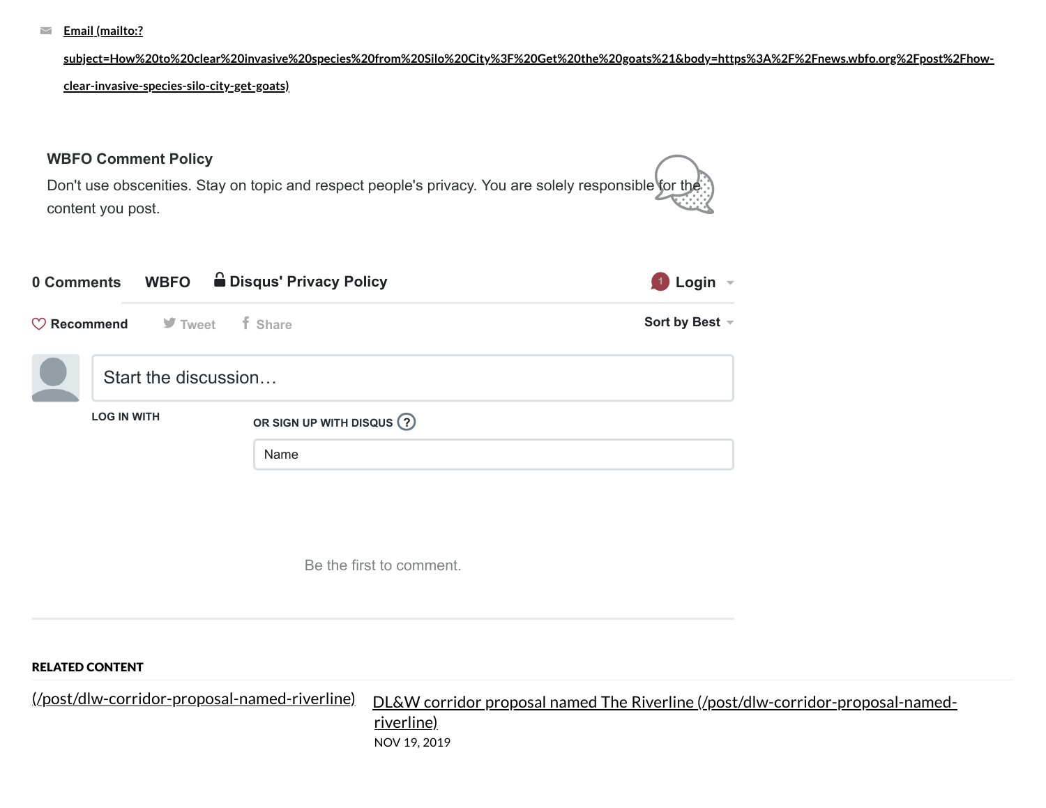Email (mailto:?subject=How%20to%20clear%20invasive%20species%20from%20Silo%20City%3F%20Get%20the%20goats%21&body=https%3A%2F%2Fnews.wbfo.org%2Fpost%2Fhow-clear-invasive-species-silo-city-get-goats)

**WBFO Comment Policy**

Don't use obscenities. Stay on topic and respect people's privacy. You are solely responsible for the content you post.

0 Comments WBFO Disqus' Privacy Policy Login

Recommend Tweet Share Sort by Best

Start the discussion…

LOG IN WITH OR SIGN UP WITH DISQUS ?

Name

Be the first to comment.

**RELATED CONTENT**

(/post/dlw-corridor-proposal-named-riverline) DL&W corridor proposal named The Riverline (/post/dlw-corridor-proposal-named-riverline)

NOV 19, 2019